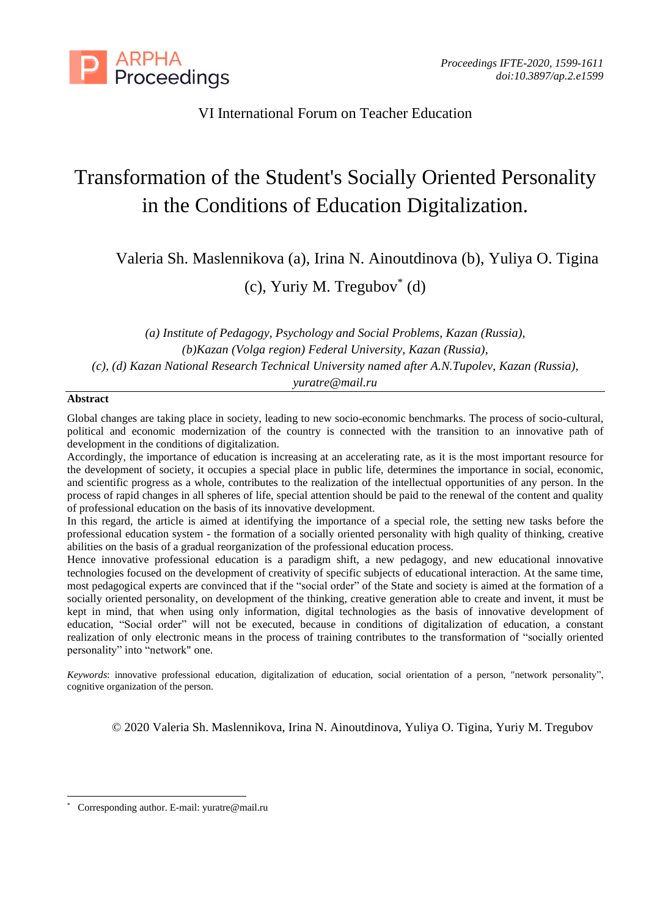VI International Forum on Teacher Education

# Transformation of the Student's Socially Oriented Personality in the Conditions of Education Digitalization.

Valeria Sh. Maslennikova (a), Irina N. Ainoutdinova (b), Yuliya O. Tigina (c), Yuriy M. Tregubov* (d)

*(a) Institute of Pedagogy, Psychology and Social Problems, Kazan (Russia),*
*(b)Kazan (Volga region) Federal University, Kazan (Russia),*
*(c), (d) Kazan National Research Technical University named after A.N.Tupolev, Kazan (Russia),*
*yuratre@mail.ru*

**Abstract**

Global changes are taking place in society, leading to new socio-economic benchmarks. The process of socio-cultural, political and economic modernization of the country is connected with the transition to an innovative path of development in the conditions of digitalization.

Accordingly, the importance of education is increasing at an accelerating rate, as it is the most important resource for the development of society, it occupies a special place in public life, determines the importance in social, economic, and scientific progress as a whole, contributes to the realization of the intellectual opportunities of any person. In the process of rapid changes in all spheres of life, special attention should be paid to the renewal of the content and quality of professional education on the basis of its innovative development.

In this regard, the article is aimed at identifying the importance of a special role, the setting new tasks before the professional education system - the formation of a socially oriented personality with high quality of thinking, creative abilities on the basis of a gradual reorganization of the professional education process.

Hence innovative professional education is a paradigm shift, a new pedagogy, and new educational innovative technologies focused on the development of creativity of specific subjects of educational interaction. At the same time, most pedagogical experts are convinced that if the "social order" of the State and society is aimed at the formation of a socially oriented personality, on development of the thinking, creative generation able to create and invent, it must be kept in mind, that when using only information, digital technologies as the basis of innovative development of education, "Social order" will not be executed, because in conditions of digitalization of education, a constant realization of only electronic means in the process of training contributes to the transformation of "socially oriented personality" into "network" one.

*Keywords*: innovative professional education, digitalization of education, social orientation of a person, "network personality", cognitive organization of the person.

© 2020 Valeria Sh. Maslennikova, Irina N. Ainoutdinova, Yuliya O. Tigina, Yuriy M. Tregubov

---

* Corresponding author. E-mail: yuratre@mail.ru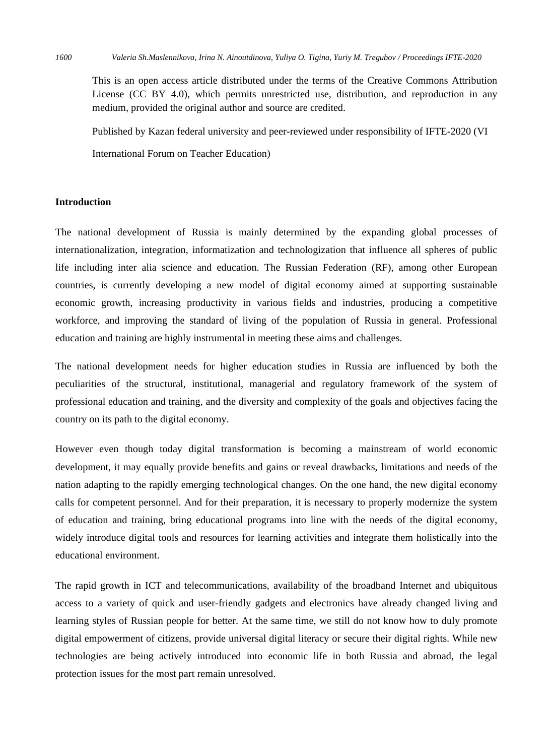This is an open access article distributed under the terms of the Creative Commons Attribution License (CC BY 4.0), which permits unrestricted use, distribution, and reproduction in any medium, provided the original author and source are credited.

Published by Kazan federal university and peer-reviewed under responsibility of IFTE-2020 (VI International Forum on Teacher Education)

## Introduction

The national development of Russia is mainly determined by the expanding global processes of internationalization, integration, informatization and technologization that influence all spheres of public life including inter alia science and education. The Russian Federation (RF), among other European countries, is currently developing a new model of digital economy aimed at supporting sustainable economic growth, increasing productivity in various fields and industries, producing a competitive workforce, and improving the standard of living of the population of Russia in general. Professional education and training are highly instrumental in meeting these aims and challenges.

The national development needs for higher education studies in Russia are influenced by both the peculiarities of the structural, institutional, managerial and regulatory framework of the system of professional education and training, and the diversity and complexity of the goals and objectives facing the country on its path to the digital economy.

However even though today digital transformation is becoming a mainstream of world economic development, it may equally provide benefits and gains or reveal drawbacks, limitations and needs of the nation adapting to the rapidly emerging technological changes. On the one hand, the new digital economy calls for competent personnel. And for their preparation, it is necessary to properly modernize the system of education and training, bring educational programs into line with the needs of the digital economy, widely introduce digital tools and resources for learning activities and integrate them holistically into the educational environment.

The rapid growth in ICT and telecommunications, availability of the broadband Internet and ubiquitous access to a variety of quick and user-friendly gadgets and electronics have already changed living and learning styles of Russian people for better. At the same time, we still do not know how to duly promote digital empowerment of citizens, provide universal digital literacy or secure their digital rights. While new technologies are being actively introduced into economic life in both Russia and abroad, the legal protection issues for the most part remain unresolved.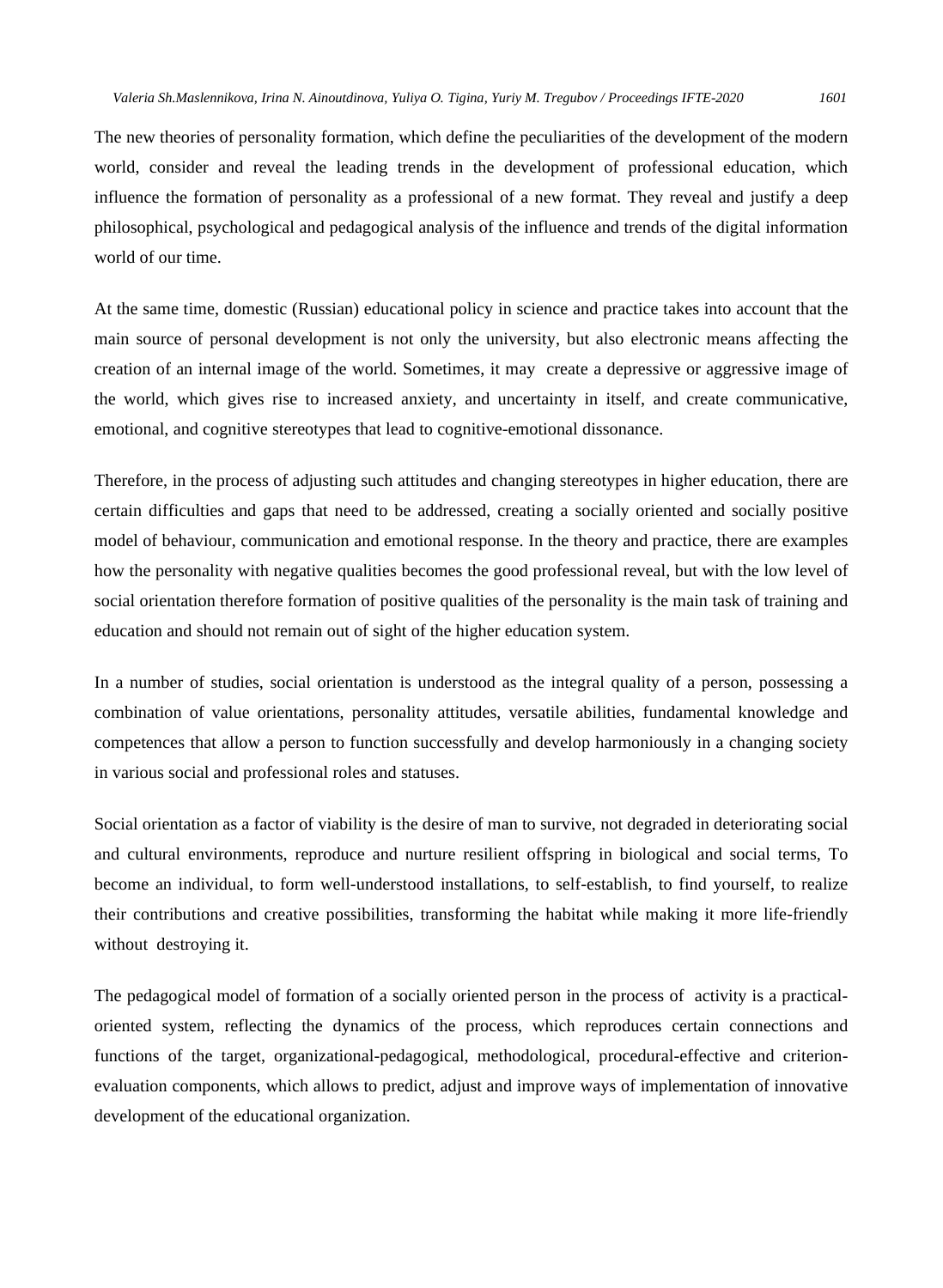The new theories of personality formation, which define the peculiarities of the development of the modern world, consider and reveal the leading trends in the development of professional education, which influence the formation of personality as a professional of a new format. They reveal and justify a deep philosophical, psychological and pedagogical analysis of the influence and trends of the digital information world of our time.

At the same time, domestic (Russian) educational policy in science and practice takes into account that the main source of personal development is not only the university, but also electronic means affecting the creation of an internal image of the world. Sometimes, it may create a depressive or aggressive image of the world, which gives rise to increased anxiety, and uncertainty in itself, and create communicative, emotional, and cognitive stereotypes that lead to cognitive-emotional dissonance.

Therefore, in the process of adjusting such attitudes and changing stereotypes in higher education, there are certain difficulties and gaps that need to be addressed, creating a socially oriented and socially positive model of behaviour, communication and emotional response. In the theory and practice, there are examples how the personality with negative qualities becomes the good professional reveal, but with the low level of social orientation therefore formation of positive qualities of the personality is the main task of training and education and should not remain out of sight of the higher education system.

In a number of studies, social orientation is understood as the integral quality of a person, possessing a combination of value orientations, personality attitudes, versatile abilities, fundamental knowledge and competences that allow a person to function successfully and develop harmoniously in a changing society in various social and professional roles and statuses.

Social orientation as a factor of viability is the desire of man to survive, not degraded in deteriorating social and cultural environments, reproduce and nurture resilient offspring in biological and social terms, To become an individual, to form well-understood installations, to self-establish, to find yourself, to realize their contributions and creative possibilities, transforming the habitat while making it more life-friendly without destroying it.

The pedagogical model of formation of a socially oriented person in the process of activity is a practical-oriented system, reflecting the dynamics of the process, which reproduces certain connections and functions of the target, organizational-pedagogical, methodological, procedural-effective and criterion-evaluation components, which allows to predict, adjust and improve ways of implementation of innovative development of the educational organization.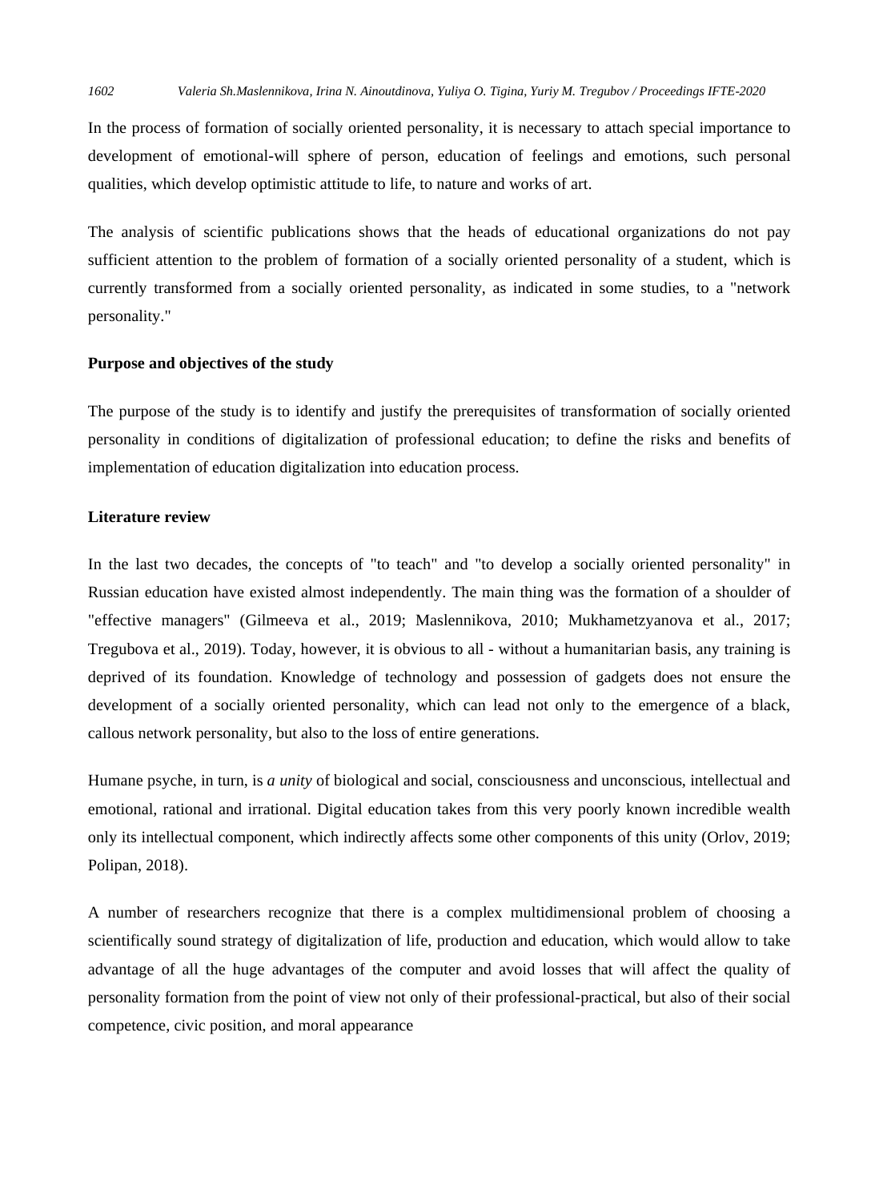In the process of formation of socially oriented personality, it is necessary to attach special importance to development of emotional-will sphere of person, education of feelings and emotions, such personal qualities, which develop optimistic attitude to life, to nature and works of art.

The analysis of scientific publications shows that the heads of educational organizations do not pay sufficient attention to the problem of formation of a socially oriented personality of a student, which is currently transformed from a socially oriented personality, as indicated in some studies, to a "network personality."

**Purpose and objectives of the study**

The purpose of the study is to identify and justify the prerequisites of transformation of socially oriented personality in conditions of digitalization of professional education; to define the risks and benefits of implementation of education digitalization into education process.

**Literature review**

In the last two decades, the concepts of "to teach" and "to develop a socially oriented personality" in Russian education have existed almost independently. The main thing was the formation of a shoulder of "effective managers" (Gilmeeva et al., 2019; Maslennikova, 2010; Mukhametzyanova et al., 2017; Tregubova et al., 2019). Today, however, it is obvious to all - without a humanitarian basis, any training is deprived of its foundation. Knowledge of technology and possession of gadgets does not ensure the development of a socially oriented personality, which can lead not only to the emergence of a black, callous network personality, but also to the loss of entire generations.

Humane psyche, in turn, is *a unity* of biological and social, consciousness and unconscious, intellectual and emotional, rational and irrational. Digital education takes from this very poorly known incredible wealth only its intellectual component, which indirectly affects some other components of this unity (Orlov, 2019; Polipan, 2018).

A number of researchers recognize that there is a complex multidimensional problem of choosing a scientifically sound strategy of digitalization of life, production and education, which would allow to take advantage of all the huge advantages of the computer and avoid losses that will affect the quality of personality formation from the point of view not only of their professional-practical, but also of their social competence, civic position, and moral appearance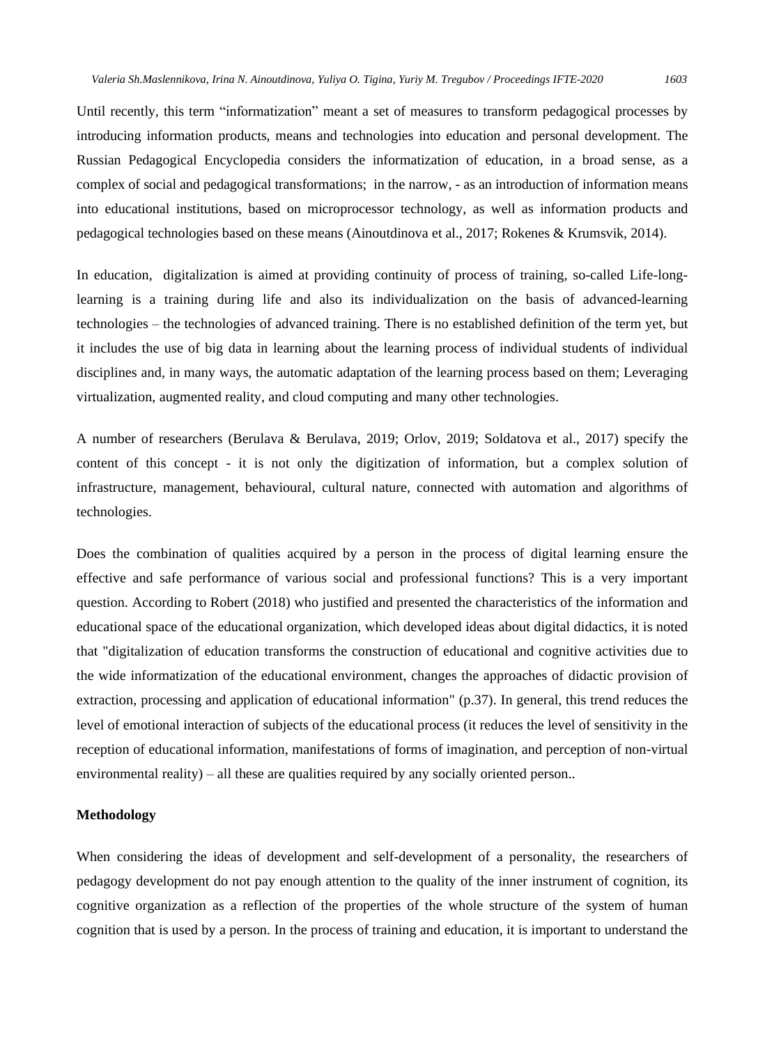Until recently, this term "informatization" meant a set of measures to transform pedagogical processes by introducing information products, means and technologies into education and personal development. The Russian Pedagogical Encyclopedia considers the informatization of education, in a broad sense, as a complex of social and pedagogical transformations; in the narrow, - as an introduction of information means into educational institutions, based on microprocessor technology, as well as information products and pedagogical technologies based on these means (Ainoutdinova et al., 2017; Rokenes & Krumsvik, 2014).

In education, digitalization is aimed at providing continuity of process of training, so-called Life-long-learning is a training during life and also its individualization on the basis of advanced-learning technologies – the technologies of advanced training. There is no established definition of the term yet, but it includes the use of big data in learning about the learning process of individual students of individual disciplines and, in many ways, the automatic adaptation of the learning process based on them; Leveraging virtualization, augmented reality, and cloud computing and many other technologies.

A number of researchers (Berulava & Berulava, 2019; Orlov, 2019; Soldatova et al., 2017) specify the content of this concept - it is not only the digitization of information, but a complex solution of infrastructure, management, behavioural, cultural nature, connected with automation and algorithms of technologies.

Does the combination of qualities acquired by a person in the process of digital learning ensure the effective and safe performance of various social and professional functions? This is a very important question. According to Robert (2018) who justified and presented the characteristics of the information and educational space of the educational organization, which developed ideas about digital didactics, it is noted that "digitalization of education transforms the construction of educational and cognitive activities due to the wide informatization of the educational environment, changes the approaches of didactic provision of extraction, processing and application of educational information" (p.37). In general, this trend reduces the level of emotional interaction of subjects of the educational process (it reduces the level of sensitivity in the reception of educational information, manifestations of forms of imagination, and perception of non-virtual environmental reality) – all these are qualities required by any socially oriented person..

**Methodology**

When considering the ideas of development and self-development of a personality, the researchers of pedagogy development do not pay enough attention to the quality of the inner instrument of cognition, its cognitive organization as a reflection of the properties of the whole structure of the system of human cognition that is used by a person. In the process of training and education, it is important to understand the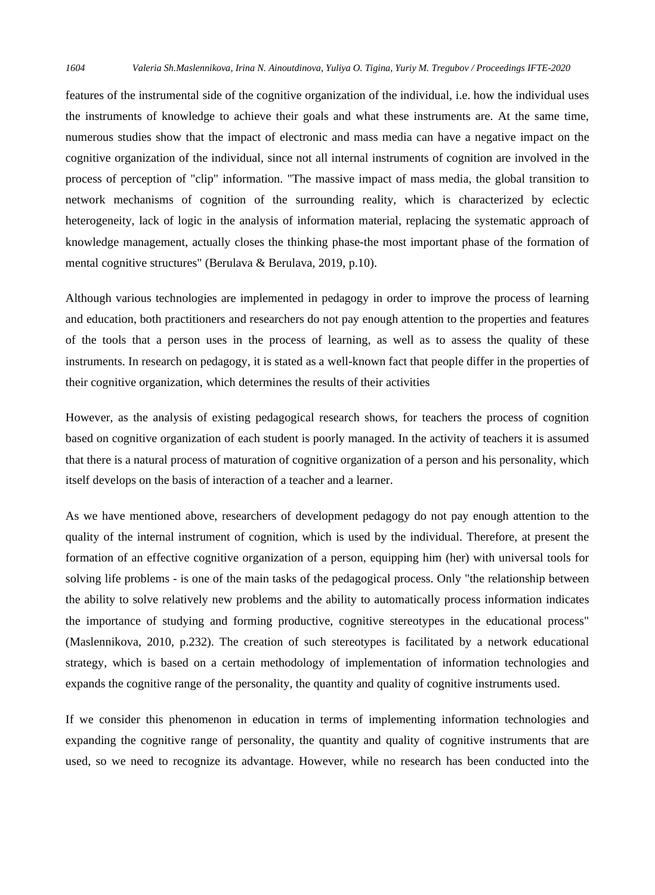features of the instrumental side of the cognitive organization of the individual, i.e. how the individual uses the instruments of knowledge to achieve their goals and what these instruments are. At the same time, numerous studies show that the impact of electronic and mass media can have a negative impact on the cognitive organization of the individual, since not all internal instruments of cognition are involved in the process of perception of "clip" information. "The massive impact of mass media, the global transition to network mechanisms of cognition of the surrounding reality, which is characterized by eclectic heterogeneity, lack of logic in the analysis of information material, replacing the systematic approach of knowledge management, actually closes the thinking phase-the most important phase of the formation of mental cognitive structures" (Berulava & Berulava, 2019, p.10).

Although various technologies are implemented in pedagogy in order to improve the process of learning and education, both practitioners and researchers do not pay enough attention to the properties and features of the tools that a person uses in the process of learning, as well as to assess the quality of these instruments. In research on pedagogy, it is stated as a well-known fact that people differ in the properties of their cognitive organization, which determines the results of their activities

However, as the analysis of existing pedagogical research shows, for teachers the process of cognition based on cognitive organization of each student is poorly managed. In the activity of teachers it is assumed that there is a natural process of maturation of cognitive organization of a person and his personality, which itself develops on the basis of interaction of a teacher and a learner.

As we have mentioned above, researchers of development pedagogy do not pay enough attention to the quality of the internal instrument of cognition, which is used by the individual. Therefore, at present the formation of an effective cognitive organization of a person, equipping him (her) with universal tools for solving life problems - is one of the main tasks of the pedagogical process. Only "the relationship between the ability to solve relatively new problems and the ability to automatically process information indicates the importance of studying and forming productive, cognitive stereotypes in the educational process" (Maslennikova, 2010, p.232). The creation of such stereotypes is facilitated by a network educational strategy, which is based on a certain methodology of implementation of information technologies and expands the cognitive range of the personality, the quantity and quality of cognitive instruments used.

If we consider this phenomenon in education in terms of implementing information technologies and expanding the cognitive range of personality, the quantity and quality of cognitive instruments that are used, so we need to recognize its advantage. However, while no research has been conducted into the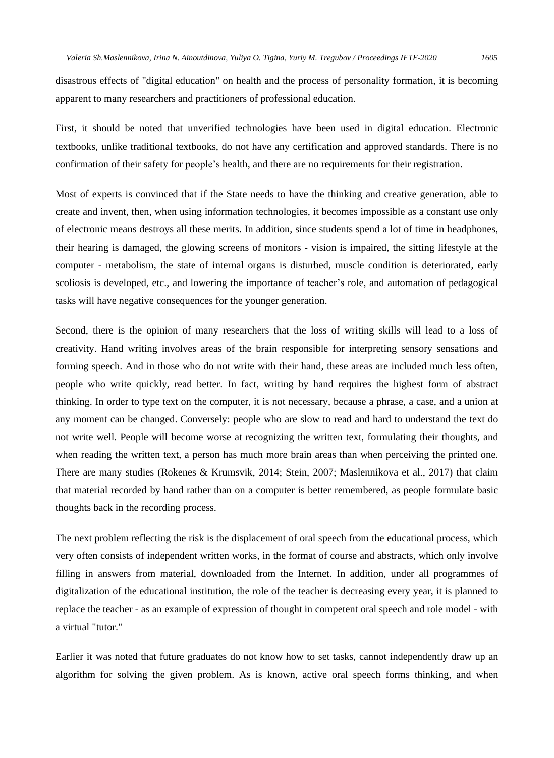disastrous effects of "digital education" on health and the process of personality formation, it is becoming apparent to many researchers and practitioners of professional education.

First, it should be noted that unverified technologies have been used in digital education. Electronic textbooks, unlike traditional textbooks, do not have any certification and approved standards. There is no confirmation of their safety for people's health, and there are no requirements for their registration.

Most of experts is convinced that if the State needs to have the thinking and creative generation, able to create and invent, then, when using information technologies, it becomes impossible as a constant use only of electronic means destroys all these merits. In addition, since students spend a lot of time in headphones, their hearing is damaged, the glowing screens of monitors - vision is impaired, the sitting lifestyle at the computer - metabolism, the state of internal organs is disturbed, muscle condition is deteriorated, early scoliosis is developed, etc., and lowering the importance of teacher's role, and automation of pedagogical tasks will have negative consequences for the younger generation.

Second, there is the opinion of many researchers that the loss of writing skills will lead to a loss of creativity. Hand writing involves areas of the brain responsible for interpreting sensory sensations and forming speech. And in those who do not write with their hand, these areas are included much less often, people who write quickly, read better. In fact, writing by hand requires the highest form of abstract thinking. In order to type text on the computer, it is not necessary, because a phrase, a case, and a union at any moment can be changed. Conversely: people who are slow to read and hard to understand the text do not write well. People will become worse at recognizing the written text, formulating their thoughts, and when reading the written text, a person has much more brain areas than when perceiving the printed one. There are many studies (Rokenes & Krumsvik, 2014; Stein, 2007; Maslennikova et al., 2017) that claim that material recorded by hand rather than on a computer is better remembered, as people formulate basic thoughts back in the recording process.

The next problem reflecting the risk is the displacement of oral speech from the educational process, which very often consists of independent written works, in the format of course and abstracts, which only involve filling in answers from material, downloaded from the Internet. In addition, under all programmes of digitalization of the educational institution, the role of the teacher is decreasing every year, it is planned to replace the teacher - as an example of expression of thought in competent oral speech and role model - with a virtual "tutor."

Earlier it was noted that future graduates do not know how to set tasks, cannot independently draw up an algorithm for solving the given problem. As is known, active oral speech forms thinking, and when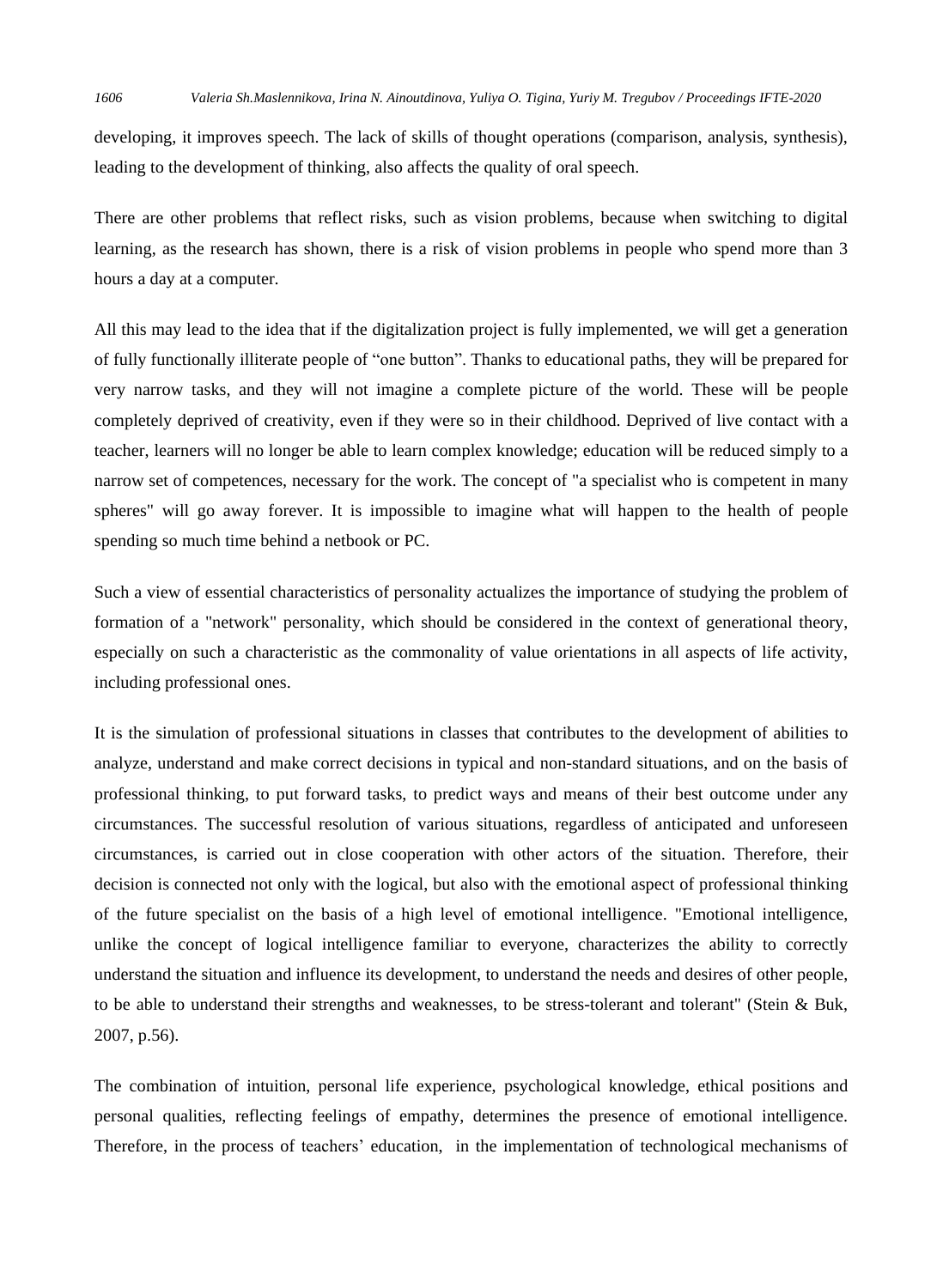developing, it improves speech. The lack of skills of thought operations (comparison, analysis, synthesis), leading to the development of thinking, also affects the quality of oral speech.

There are other problems that reflect risks, such as vision problems, because when switching to digital learning, as the research has shown, there is a risk of vision problems in people who spend more than 3 hours a day at a computer.

All this may lead to the idea that if the digitalization project is fully implemented, we will get a generation of fully functionally illiterate people of “one button”. Thanks to educational paths, they will be prepared for very narrow tasks, and they will not imagine a complete picture of the world. These will be people completely deprived of creativity, even if they were so in their childhood. Deprived of live contact with a teacher, learners will no longer be able to learn complex knowledge; education will be reduced simply to a narrow set of competences, necessary for the work. The concept of "a specialist who is competent in many spheres" will go away forever. It is impossible to imagine what will happen to the health of people spending so much time behind a netbook or PC.

Such a view of essential characteristics of personality actualizes the importance of studying the problem of formation of a "network" personality, which should be considered in the context of generational theory, especially on such a characteristic as the commonality of value orientations in all aspects of life activity, including professional ones.

It is the simulation of professional situations in classes that contributes to the development of abilities to analyze, understand and make correct decisions in typical and non-standard situations, and on the basis of professional thinking, to put forward tasks, to predict ways and means of their best outcome under any circumstances. The successful resolution of various situations, regardless of anticipated and unforeseen circumstances, is carried out in close cooperation with other actors of the situation. Therefore, their decision is connected not only with the logical, but also with the emotional aspect of professional thinking of the future specialist on the basis of a high level of emotional intelligence. "Emotional intelligence, unlike the concept of logical intelligence familiar to everyone, characterizes the ability to correctly understand the situation and influence its development, to understand the needs and desires of other people, to be able to understand their strengths and weaknesses, to be stress-tolerant and tolerant" (Stein & Buk, 2007, p.56).

The combination of intuition, personal life experience, psychological knowledge, ethical positions and personal qualities, reflecting feelings of empathy, determines the presence of emotional intelligence. Therefore, in the process of teachers’ education, in the implementation of technological mechanisms of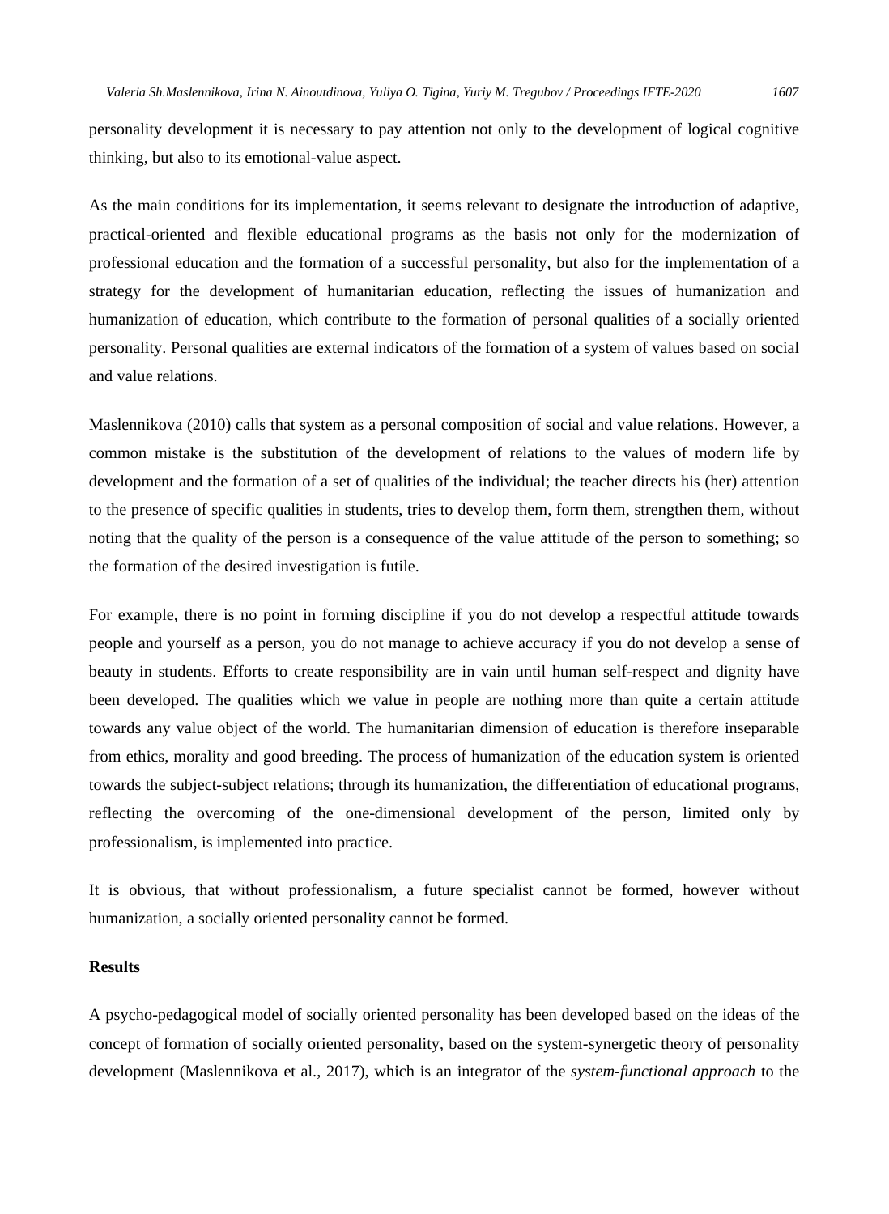personality development it is necessary to pay attention not only to the development of logical cognitive thinking, but also to its emotional-value aspect.

As the main conditions for its implementation, it seems relevant to designate the introduction of adaptive, practical-oriented and flexible educational programs as the basis not only for the modernization of professional education and the formation of a successful personality, but also for the implementation of a strategy for the development of humanitarian education, reflecting the issues of humanization and humanization of education, which contribute to the formation of personal qualities of a socially oriented personality. Personal qualities are external indicators of the formation of a system of values based on social and value relations.

Maslennikova (2010) calls that system as a personal composition of social and value relations. However, a common mistake is the substitution of the development of relations to the values of modern life by development and the formation of a set of qualities of the individual; the teacher directs his (her) attention to the presence of specific qualities in students, tries to develop them, form them, strengthen them, without noting that the quality of the person is a consequence of the value attitude of the person to something; so the formation of the desired investigation is futile.

For example, there is no point in forming discipline if you do not develop a respectful attitude towards people and yourself as a person, you do not manage to achieve accuracy if you do not develop a sense of beauty in students. Efforts to create responsibility are in vain until human self-respect and dignity have been developed. The qualities which we value in people are nothing more than quite a certain attitude towards any value object of the world. The humanitarian dimension of education is therefore inseparable from ethics, morality and good breeding. The process of humanization of the education system is oriented towards the subject-subject relations; through its humanization, the differentiation of educational programs, reflecting the overcoming of the one-dimensional development of the person, limited only by professionalism, is implemented into practice.

It is obvious, that without professionalism, a future specialist cannot be formed, however without humanization, a socially oriented personality cannot be formed.

**Results**

A psycho-pedagogical model of socially oriented personality has been developed based on the ideas of the concept of formation of socially oriented personality, based on the system-synergetic theory of personality development (Maslennikova et al., 2017), which is an integrator of the *system-functional approach* to the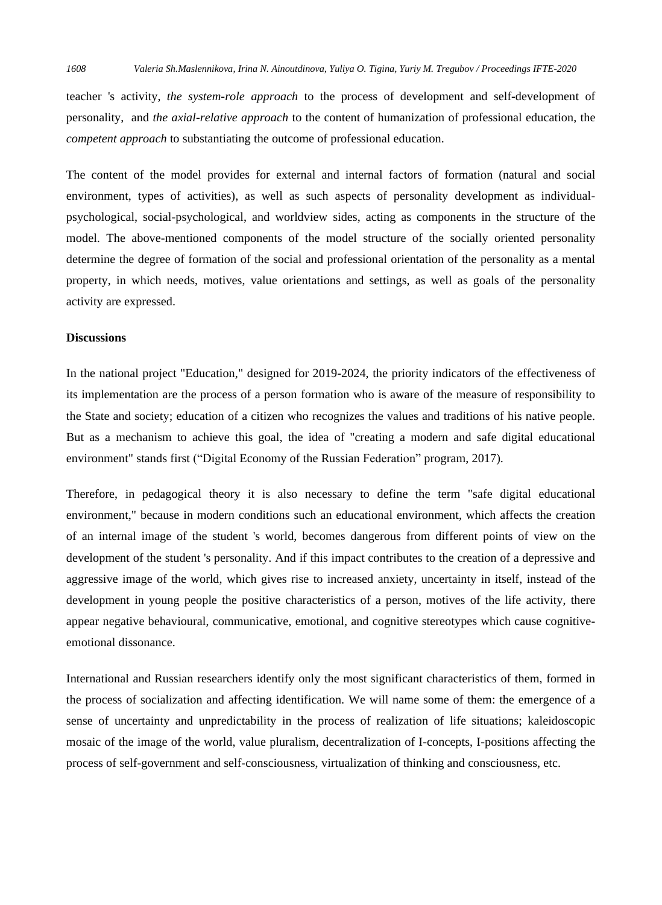teacher 's activity, *the system-role approach* to the process of development and self-development of personality, and *the axial-relative approach* to the content of humanization of professional education, the *competent approach* to substantiating the outcome of professional education.

The content of the model provides for external and internal factors of formation (natural and social environment, types of activities), as well as such aspects of personality development as individual-psychological, social-psychological, and worldview sides, acting as components in the structure of the model. The above-mentioned components of the model structure of the socially oriented personality determine the degree of formation of the social and professional orientation of the personality as a mental property, in which needs, motives, value orientations and settings, as well as goals of the personality activity are expressed.

**Discussions**

In the national project "Education," designed for 2019-2024, the priority indicators of the effectiveness of its implementation are the process of a person formation who is aware of the measure of responsibility to the State and society; education of a citizen who recognizes the values and traditions of his native people. But as a mechanism to achieve this goal, the idea of "creating a modern and safe digital educational environment" stands first ("Digital Economy of the Russian Federation" program, 2017).

Therefore, in pedagogical theory it is also necessary to define the term "safe digital educational environment," because in modern conditions such an educational environment, which affects the creation of an internal image of the student 's world, becomes dangerous from different points of view on the development of the student 's personality. And if this impact contributes to the creation of a depressive and aggressive image of the world, which gives rise to increased anxiety, uncertainty in itself, instead of the development in young people the positive characteristics of a person, motives of the life activity, there appear negative behavioural, communicative, emotional, and cognitive stereotypes which cause cognitive-emotional dissonance.

International and Russian researchers identify only the most significant characteristics of them, formed in the process of socialization and affecting identification. We will name some of them: the emergence of a sense of uncertainty and unpredictability in the process of realization of life situations; kaleidoscopic mosaic of the image of the world, value pluralism, decentralization of I-concepts, I-positions affecting the process of self-government and self-consciousness, virtualization of thinking and consciousness, etc.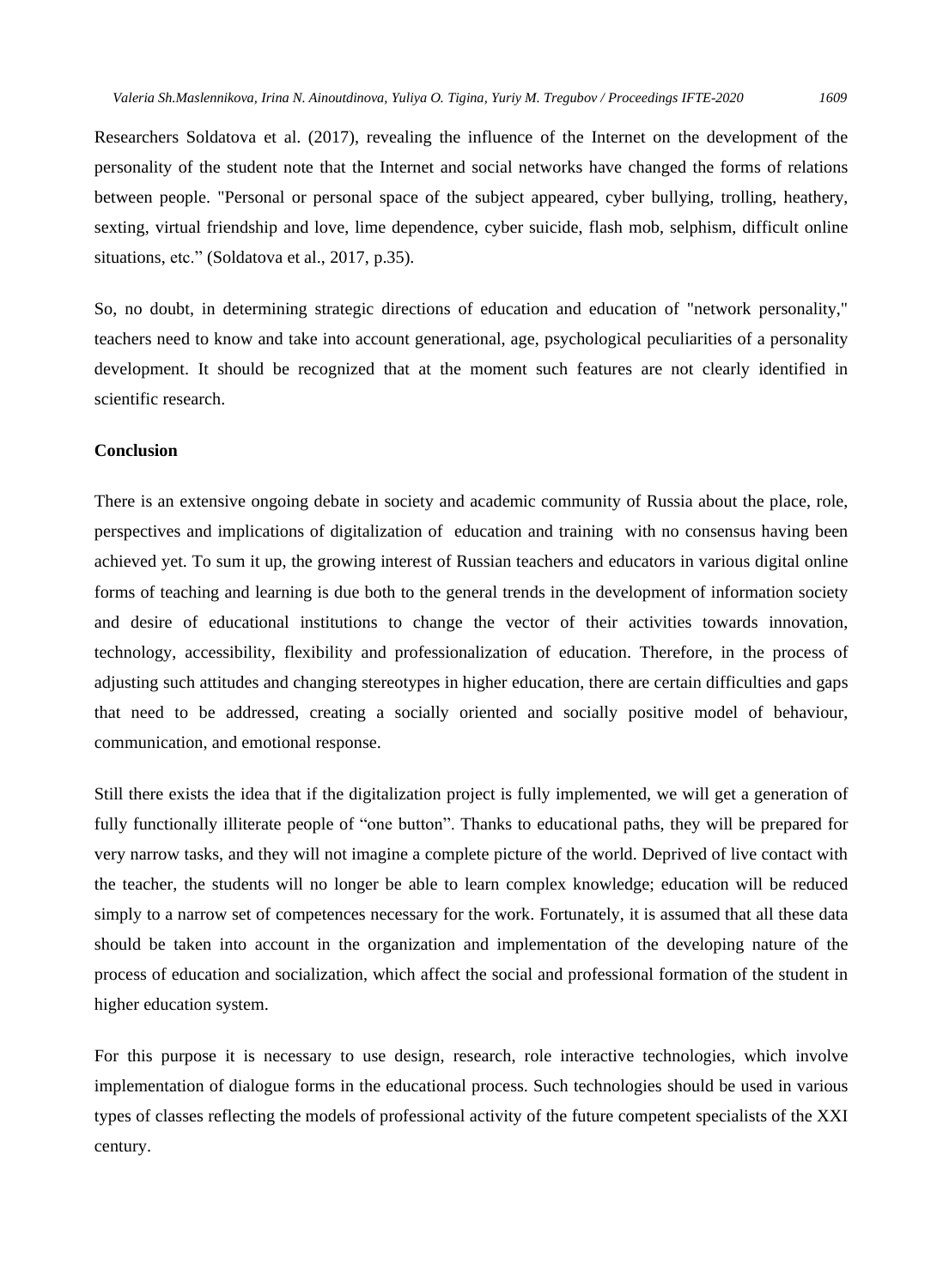Researchers Soldatova et al. (2017), revealing the influence of the Internet on the development of the personality of the student note that the Internet and social networks have changed the forms of relations between people. "Personal or personal space of the subject appeared, cyber bullying, trolling, heathery, sexting, virtual friendship and love, lime dependence, cyber suicide, flash mob, selphism, difficult online situations, etc." (Soldatova et al., 2017, p.35).

So, no doubt, in determining strategic directions of education and education of "network personality," teachers need to know and take into account generational, age, psychological peculiarities of a personality development. It should be recognized that at the moment such features are not clearly identified in scientific research.

## Conclusion

There is an extensive ongoing debate in society and academic community of Russia about the place, role, perspectives and implications of digitalization of education and training with no consensus having been achieved yet. To sum it up, the growing interest of Russian teachers and educators in various digital online forms of teaching and learning is due both to the general trends in the development of information society and desire of educational institutions to change the vector of their activities towards innovation, technology, accessibility, flexibility and professionalization of education. Therefore, in the process of adjusting such attitudes and changing stereotypes in higher education, there are certain difficulties and gaps that need to be addressed, creating a socially oriented and socially positive model of behaviour, communication, and emotional response.

Still there exists the idea that if the digitalization project is fully implemented, we will get a generation of fully functionally illiterate people of "one button". Thanks to educational paths, they will be prepared for very narrow tasks, and they will not imagine a complete picture of the world. Deprived of live contact with the teacher, the students will no longer be able to learn complex knowledge; education will be reduced simply to a narrow set of competences necessary for the work. Fortunately, it is assumed that all these data should be taken into account in the organization and implementation of the developing nature of the process of education and socialization, which affect the social and professional formation of the student in higher education system.

For this purpose it is necessary to use design, research, role interactive technologies, which involve implementation of dialogue forms in the educational process. Such technologies should be used in various types of classes reflecting the models of professional activity of the future competent specialists of the XXI century.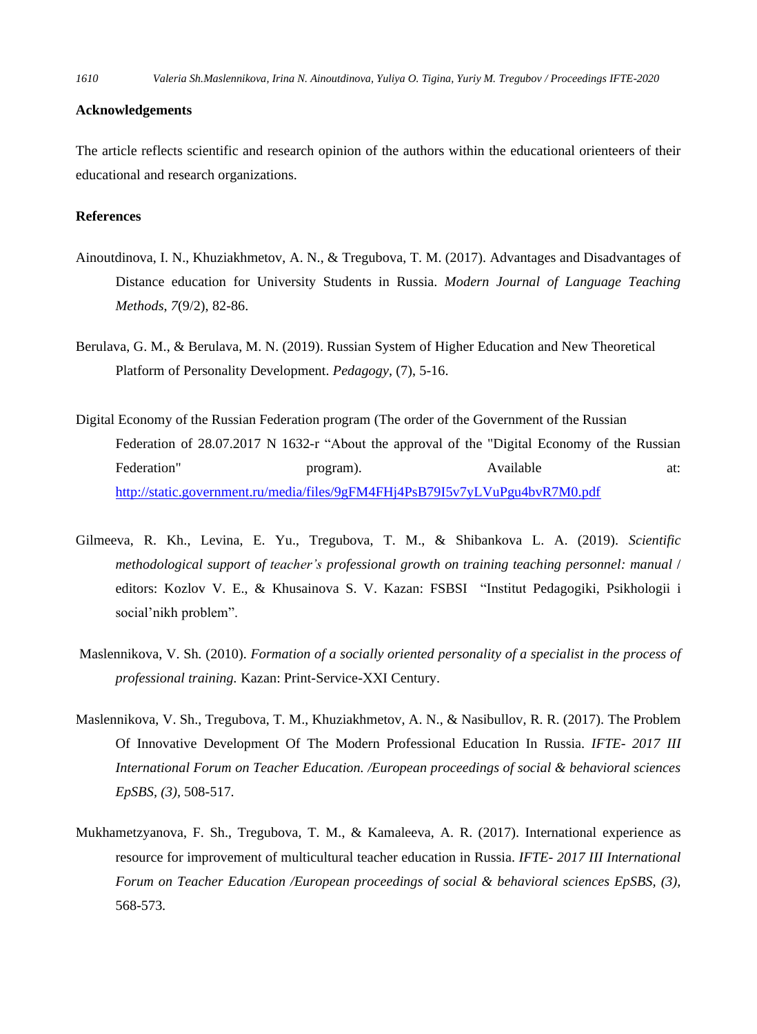## Acknowledgements

The article reflects scientific and research opinion of the authors within the educational orienteers of their educational and research organizations.

## References

Ainoutdinova, I. N., Khuziakhmetov, A. N., & Tregubova, T. M. (2017). Advantages and Disadvantages of Distance education for University Students in Russia. *Modern Journal of Language Teaching Methods*, *7*(9/2), 82-86.

Berulava, G. M., & Berulava, M. N. (2019). Russian System of Higher Education and New Theoretical Platform of Personality Development. *Pedagogy,* (7), 5-16.

Digital Economy of the Russian Federation program (The order of the Government of the Russian Federation of 28.07.2017 N 1632-r "About the approval of the "Digital Economy of the Russian Federation" program). Available at: http://static.government.ru/media/files/9gFM4FHj4PsB79I5v7yLVuPgu4bvR7M0.pdf

Gilmeeva, R. Kh., Levina, E. Yu., Tregubova, T. M., & Shibankova L. A. (2019). *Scientific methodological support of teacher's professional growth on training teaching personnel: manual* / editors: Kozlov V. E., & Khusainova S. V. Kazan: FSBSI "Institut Pedagogiki, Psikhologii i social'nikh problem".

Maslennikova, V. Sh. (2010). *Formation of a socially oriented personality of a specialist in the process of professional training.* Kazan: Print-Service-XXI Century.

Maslennikova, V. Sh., Tregubova, T. M., Khuziakhmetov, A. N., & Nasibullov, R. R. (2017). The Problem Of Innovative Development Of The Modern Professional Education In Russia. *IFTE- 2017 III International Forum on Teacher Education. /European proceedings of social & behavioral sciences EpSBS, (3),* 508-517.

Mukhametzyanova, F. Sh., Tregubova, T. M., & Kamaleeva, A. R. (2017). International experience as resource for improvement of multicultural teacher education in Russia. *IFTE- 2017 III International Forum on Teacher Education /European proceedings of social & behavioral sciences EpSBS, (3),* 568-573.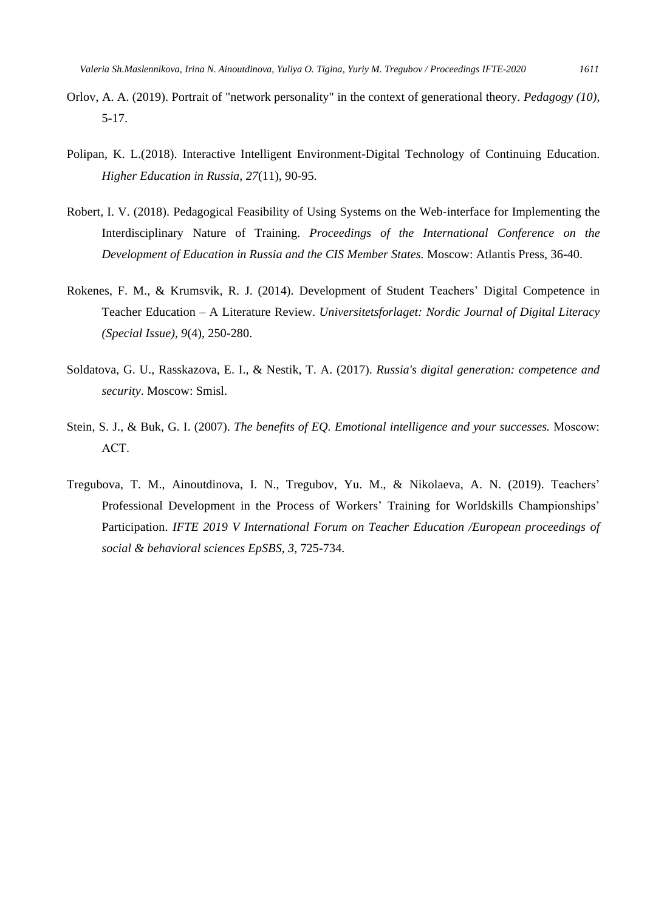Orlov, A. A. (2019). Portrait of "network personality" in the context of generational theory. *Pedagogy (10)*, 5-17.

Polipan, K. L.(2018). Interactive Intelligent Environment-Digital Technology of Continuing Education. *Higher Education in Russia, 27*(11), 90-95.

Robert, I. V. (2018). Pedagogical Feasibility of Using Systems on the Web-interface for Implementing the Interdisciplinary Nature of Training. *Proceedings of the International Conference on the Development of Education in Russia and the CIS Member States.* Moscow: Atlantis Press, 36-40.

Rokenes, F. M., & Krumsvik, R. J. (2014). Development of Student Teachers' Digital Competence in Teacher Education – A Literature Review. *Universitetsforlaget: Nordic Journal of Digital Literacy (Special Issue)*, *9*(4), 250-280.

Soldatova, G. U., Rasskazova, E. I., & Nestik, T. A. (2017). *Russia's digital generation: competence and security*. Moscow: Smisl.

Stein, S. J., & Buk, G. I. (2007). *The benefits of EQ. Emotional intelligence and your successes.* Moscow: ACT.

Tregubova, T. M., Ainoutdinova, I. N., Tregubov, Yu. M., & Nikolaeva, A. N. (2019). Teachers' Professional Development in the Process of Workers' Training for Worldskills Championships' Participation. *IFTE 2019 V International Forum on Teacher Education /European proceedings of social & behavioral sciences EpSBS, 3*, 725-734.